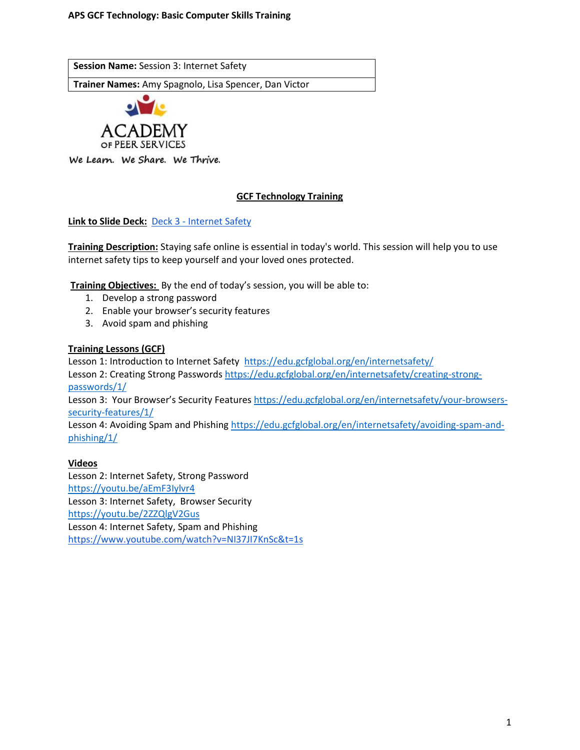APS GCF Technology: Basic Computer Skills Training

| **Session Name:** Session 3: Internet Safety |
| --- |
| **Trainer Names:** Amy Spagnolo, Lisa Spencer, Dan Victor |

ACADEMY OF PEER SERVICES

We Learn. We Share. We Thrive.

## GCF Technology Training

**Link to Slide Deck:** Deck 3 - Internet Safety

**Training Description:** Staying safe online is essential in today's world. This session will help you to use internet safety tips to keep yourself and your loved ones protected.

**Training Objectives:** By the end of today's session, you will be able to:

1. Develop a strong password
2. Enable your browser's security features
3. Avoid spam and phishing

**Training Lessons (GCF)**

Lesson 1: Introduction to Internet Safety https://edu.gcfglobal.org/en/internetsafety/
Lesson 2: Creating Strong Passwords https://edu.gcfglobal.org/en/internetsafety/creating-strong-passwords/1/
Lesson 3: Your Browser's Security Features https://edu.gcfglobal.org/en/internetsafety/your-browsers-security-features/1/
Lesson 4: Avoiding Spam and Phishing https://edu.gcfglobal.org/en/internetsafety/avoiding-spam-and-phishing/1/

**Videos**

Lesson 2: Internet Safety, Strong Password
https://youtu.be/aEmF3Iylvr4
Lesson 3: Internet Safety, Browser Security
https://youtu.be/2ZZQlgV2Gus
Lesson 4: Internet Safety, Spam and Phishing
https://www.youtube.com/watch?v=NI37JI7KnSc&t=1s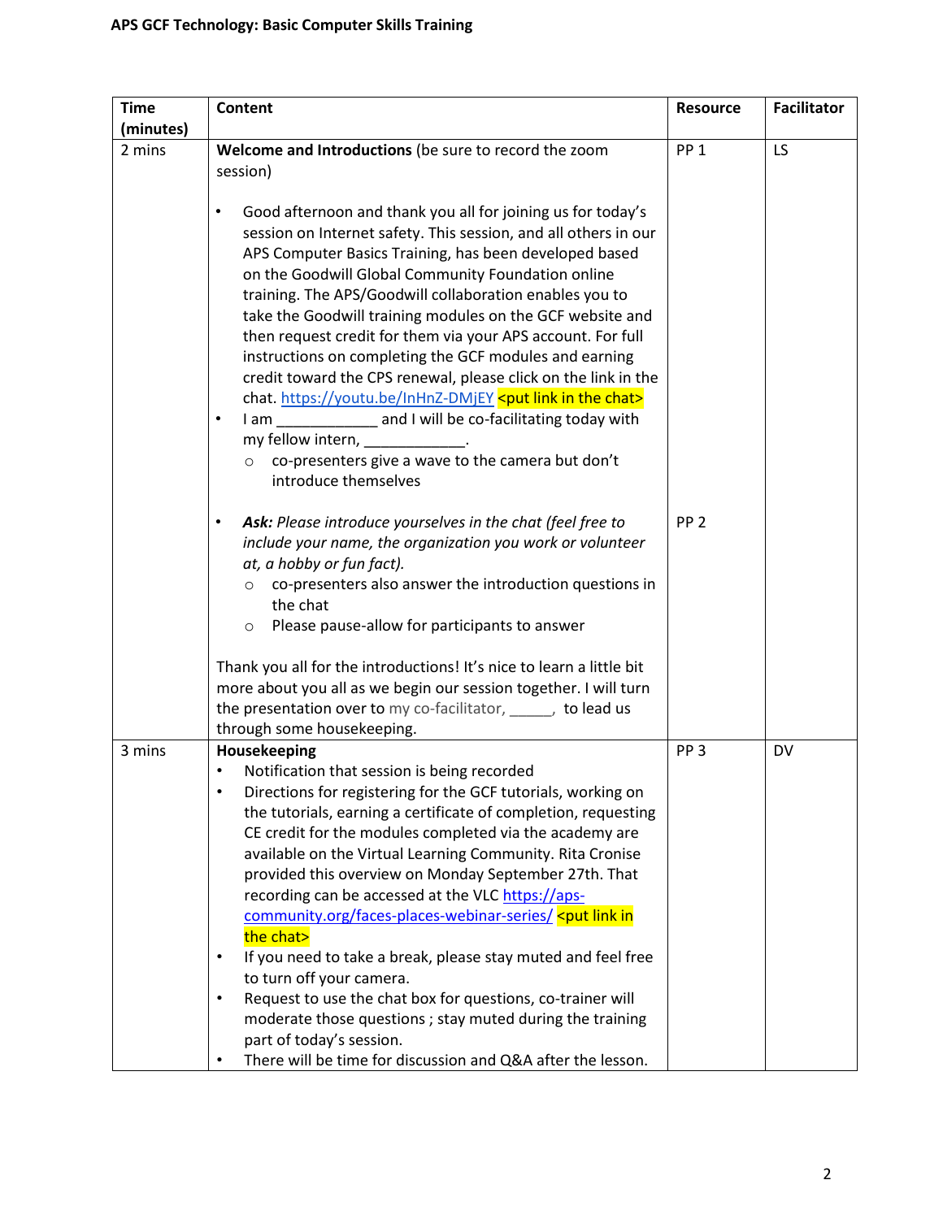**APS GCF Technology: Basic Computer Skills Training**

| Time (minutes) | Content | Resource | Facilitator |
|---|---|---|---|
| 2 mins | **Welcome and Introductions** (be sure to record the zoom session)<br><br>• Good afternoon and thank you all for joining us for today's session on Internet safety. This session, and all others in our APS Computer Basics Training, has been developed based on the Goodwill Global Community Foundation online training. The APS/Goodwill collaboration enables you to take the Goodwill training modules on the GCF website and then request credit for them via your APS account. For full instructions on completing the GCF modules and earning credit toward the CPS renewal, please click on the link in the chat. https://youtu.be/InHnZ-DMjEY <put link in the chat><br>• I am ____________ and I will be co-facilitating today with my fellow intern, ____________.<br>　○ co-presenters give a wave to the camera but don't introduce themselves | PP 1 | LS |
| | • ***Ask:*** *Please introduce yourselves in the chat (feel free to include your name, the organization you work or volunteer at, a hobby or fun fact).*<br>　○ co-presenters also answer the introduction questions in the chat<br>　○ Please pause-allow for participants to answer<br><br>Thank you all for the introductions! It's nice to learn a little bit more about you all as we begin our session together. I will turn the presentation over to my co-facilitator, _____, to lead us through some housekeeping. | PP 2 | |
| 3 mins | **Housekeeping**<br>• Notification that session is being recorded<br>• Directions for registering for the GCF tutorials, working on the tutorials, earning a certificate of completion, requesting CE credit for the modules completed via the academy are available on the Virtual Learning Community. Rita Cronise provided this overview on Monday September 27th. That recording can be accessed at the VLC https://aps-community.org/faces-places-webinar-series/ <put link in the chat><br>• If you need to take a break, please stay muted and feel free to turn off your camera.<br>• Request to use the chat box for questions, co-trainer will moderate those questions ; stay muted during the training part of today's session.<br>• There will be time for discussion and Q&A after the lesson. | PP 3 | DV |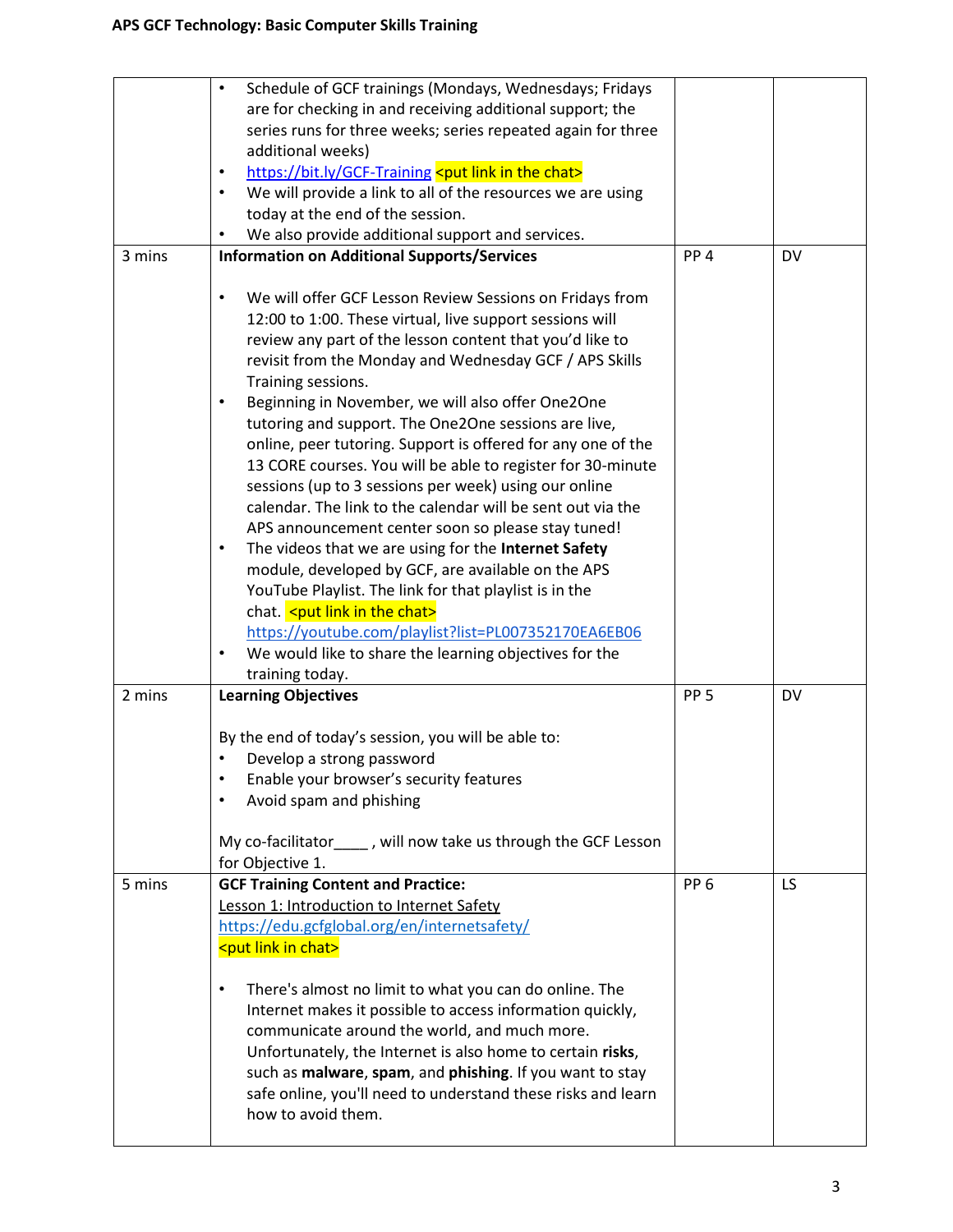| | | | |
|---|---|---|---|
| | • Schedule of GCF trainings (Mondays, Wednesdays; Fridays are for checking in and receiving additional support; the series runs for three weeks; series repeated again for three additional weeks)<br>• https://bit.ly/GCF-Training <put link in the chat><br>• We will provide a link to all of the resources we are using today at the end of the session.<br>• We also provide additional support and services. | | |
| 3 mins | **Information on Additional Supports/Services**<br><br>• We will offer GCF Lesson Review Sessions on Fridays from 12:00 to 1:00. These virtual, live support sessions will review any part of the lesson content that you'd like to revisit from the Monday and Wednesday GCF / APS Skills Training sessions.<br>• Beginning in November, we will also offer One2One tutoring and support. The One2One sessions are live, online, peer tutoring. Support is offered for any one of the 13 CORE courses. You will be able to register for 30-minute sessions (up to 3 sessions per week) using our online calendar. The link to the calendar will be sent out via the APS announcement center soon so please stay tuned!<br>• The videos that we are using for the **Internet Safety** module, developed by GCF, are available on the APS YouTube Playlist. The link for that playlist is in the chat. <put link in the chat> https://youtube.com/playlist?list=PL007352170EA6EB06<br>• We would like to share the learning objectives for the training today. | PP 4 | DV |
| 2 mins | **Learning Objectives**<br><br>By the end of today's session, you will be able to:<br>• Develop a strong password<br>• Enable your browser's security features<br>• Avoid spam and phishing<br><br>My co-facilitator____ , will now take us through the GCF Lesson for Objective 1. | PP 5 | DV |
| 5 mins | **GCF Training Content and Practice:**<br>Lesson 1: Introduction to Internet Safety<br>https://edu.gcfglobal.org/en/internetsafety/<br><put link in chat><br><br>• There's almost no limit to what you can do online. The Internet makes it possible to access information quickly, communicate around the world, and much more. Unfortunately, the Internet is also home to certain **risks**, such as **malware**, **spam**, and **phishing**. If you want to stay safe online, you'll need to understand these risks and learn how to avoid them. | PP 6 | LS |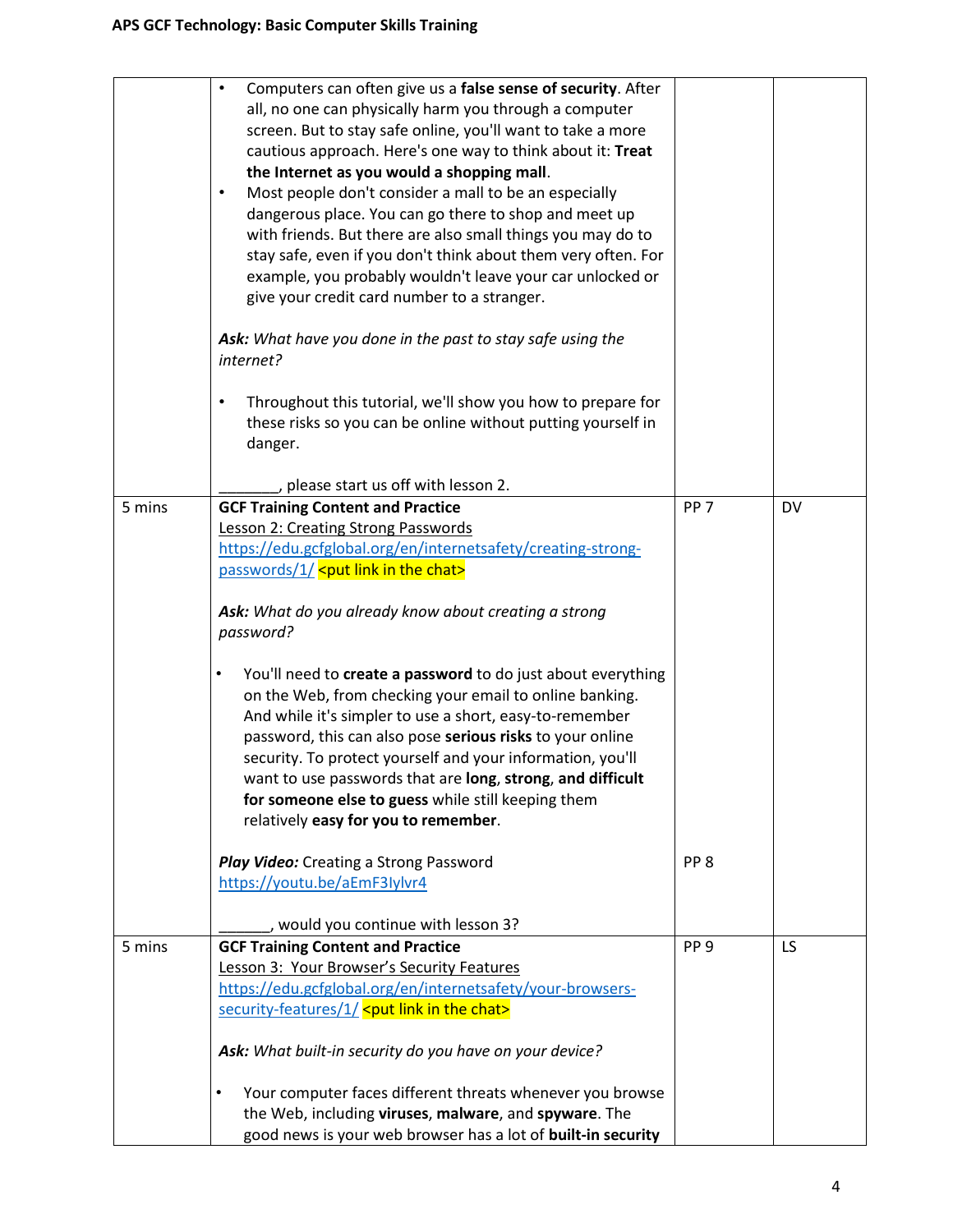| | | | |
|---|---|---|---|
| | • Computers can often give us a **false sense of security**. After all, no one can physically harm you through a computer screen. But to stay safe online, you'll want to take a more cautious approach. Here's one way to think about it: **Treat the Internet as you would a shopping mall**.<br>• Most people don't consider a mall to be an especially dangerous place. You can go there to shop and meet up with friends. But there are also small things you may do to stay safe, even if you don't think about them very often. For example, you probably wouldn't leave your car unlocked or give your credit card number to a stranger.<br><br>***Ask:*** *What have you done in the past to stay safe using the internet?*<br><br>• Throughout this tutorial, we'll show you how to prepare for these risks so you can be online without putting yourself in danger.<br><br>________, please start us off with lesson 2. | | |
| 5 mins | **GCF Training Content and Practice**<br>Lesson 2: Creating Strong Passwords<br>https://edu.gcfglobal.org/en/internetsafety/creating-strong-passwords/1/ <put link in the chat><br><br>***Ask:*** *What do you already know about creating a strong password?*<br><br>• You'll need to **create a password** to do just about everything on the Web, from checking your email to online banking. And while it's simpler to use a short, easy-to-remember password, this can also pose **serious risks** to your online security. To protect yourself and your information, you'll want to use passwords that are **long**, **strong**, **and difficult for someone else to guess** while still keeping them relatively **easy for you to remember**.<br><br>***Play Video:*** Creating a Strong Password<br>https://youtu.be/aEmF3Iylvr4<br><br>_______, would you continue with lesson 3? | PP 7<br><br><br><br><br><br><br><br><br><br><br><br><br><br><br><br>PP 8 | DV |
| 5 mins | **GCF Training Content and Practice**<br>Lesson 3: Your Browser's Security Features<br>https://edu.gcfglobal.org/en/internetsafety/your-browsers-security-features/1/ <put link in the chat><br><br>***Ask:*** *What built-in security do you have on your device?*<br><br>• Your computer faces different threats whenever you browse the Web, including **viruses**, **malware**, and **spyware**. The good news is your web browser has a lot of **built-in security** | PP 9 | LS |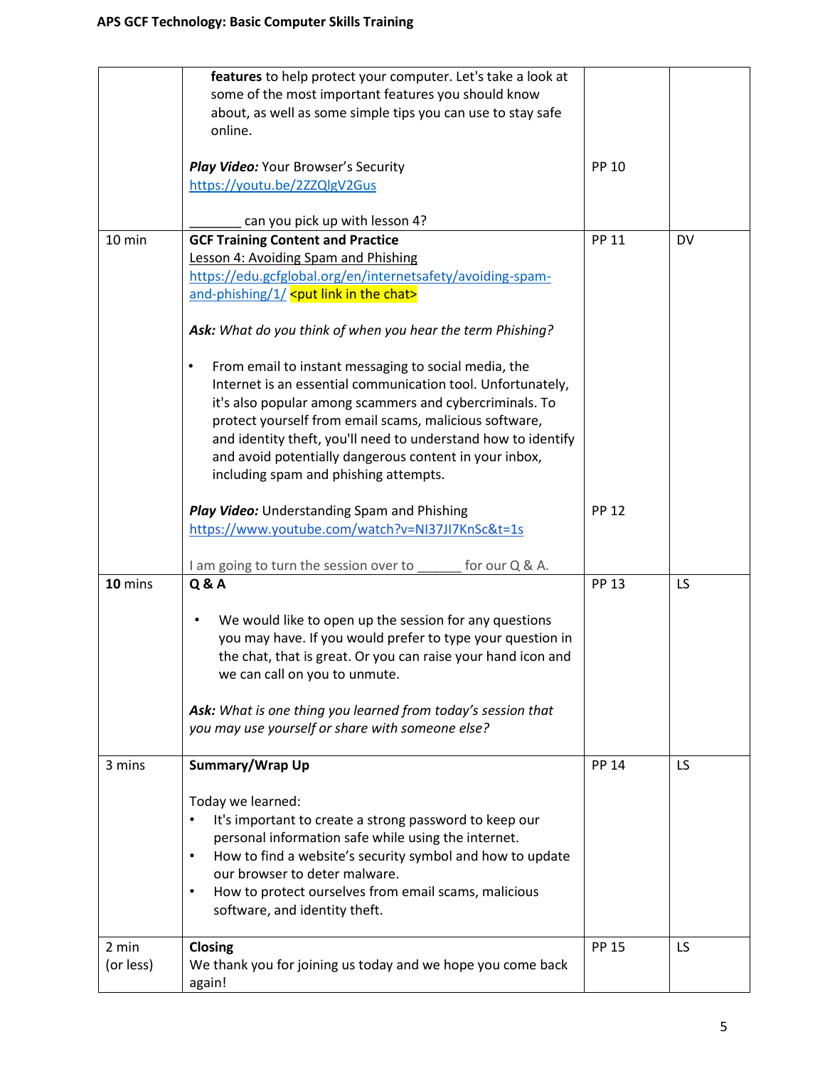| | | | |
|---|---|---|---|
| | **features** to help protect your computer. Let's take a look at some of the most important features you should know about, as well as some simple tips you can use to stay safe online.<br><br>***Play Video:*** Your Browser's Security<br>https://youtu.be/2ZZQlgV2Gus<br><br>_______ can you pick up with lesson 4? | <br><br><br><br>PP 10 | |
| 10 min | **GCF Training Content and Practice**<br>Lesson 4: Avoiding Spam and Phishing<br>https://edu.gcfglobal.org/en/internetsafety/avoiding-spam-and-phishing/1/ <put link in the chat><br><br>***Ask:*** *What do you think of when you hear the term Phishing?*<br><br>• From email to instant messaging to social media, the Internet is an essential communication tool. Unfortunately, it's also popular among scammers and cybercriminals. To protect yourself from email scams, malicious software, and identity theft, you'll need to understand how to identify and avoid potentially dangerous content in your inbox, including spam and phishing attempts.<br><br>***Play Video:*** Understanding Spam and Phishing<br>https://www.youtube.com/watch?v=NI37JI7KnSc&t=1s<br><br>I am going to turn the session over to ______ for our Q & A. | PP 11<br><br><br><br><br><br><br><br><br><br><br>PP 12 | DV |
| **10** mins | **Q & A**<br><br>• We would like to open up the session for any questions you may have. If you would prefer to type your question in the chat, that is great. Or you can raise your hand icon and we can call on you to unmute.<br><br>***Ask:*** *What is one thing you learned from today's session that you may use yourself or share with someone else?* | PP 13 | LS |
| 3 mins | **Summary/Wrap Up**<br><br>Today we learned:<br>• It's important to create a strong password to keep our personal information safe while using the internet.<br>• How to find a website's security symbol and how to update our browser to deter malware.<br>• How to protect ourselves from email scams, malicious software, and identity theft. | PP 14 | LS |
| 2 min (or less) | **Closing**<br>We thank you for joining us today and we hope you come back again! | PP 15 | LS |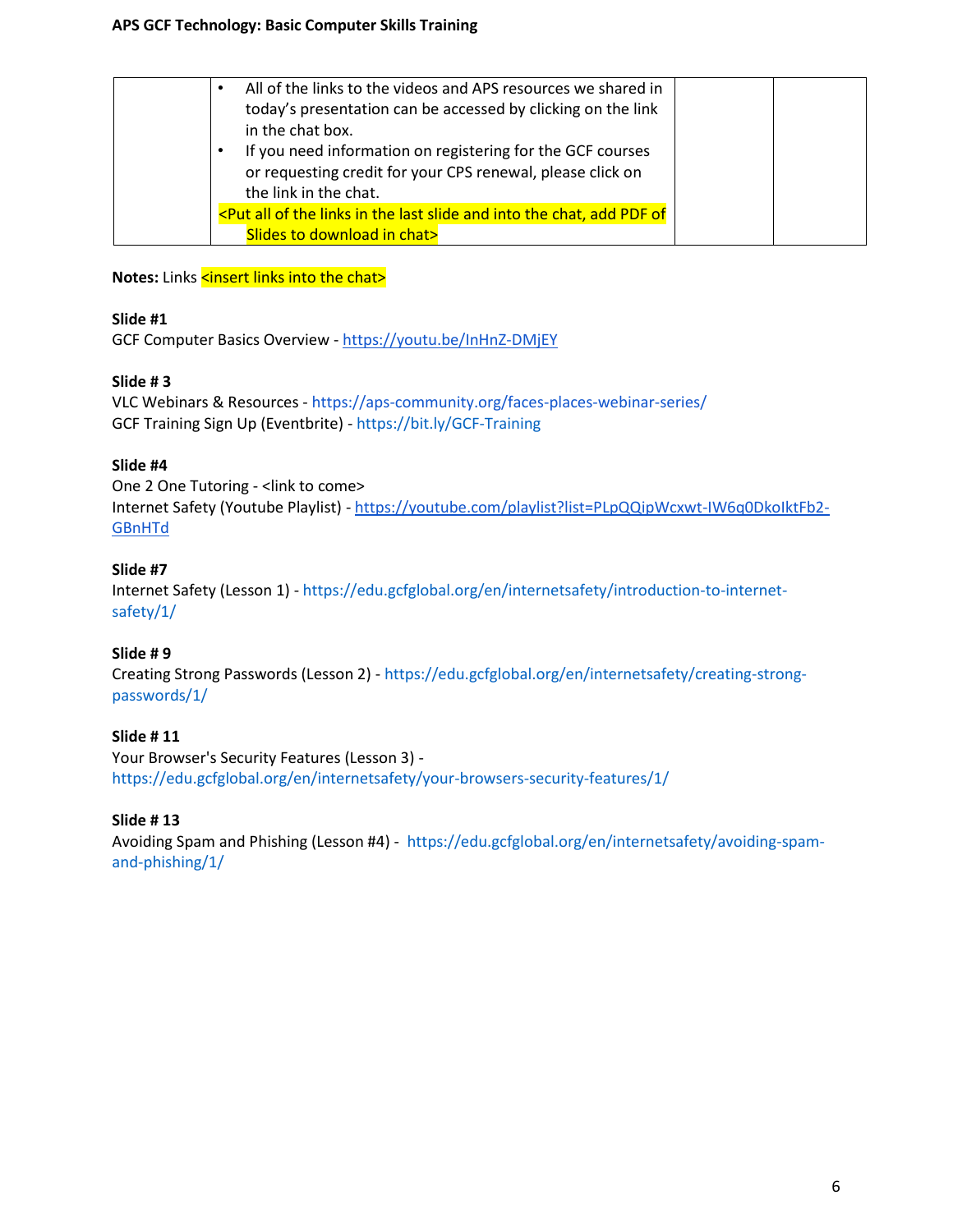| | | | |
|---|---|---|---|
| | • All of the links to the videos and APS resources we shared in today's presentation can be accessed by clicking on the link in the chat box.<br>• If you need information on registering for the GCF courses or requesting credit for your CPS renewal, please click on the link in the chat.<br><Put all of the links in the last slide and into the chat, add PDF of Slides to download in chat> | | |

**Notes:** Links <insert links into the chat>

**Slide #1**
GCF Computer Basics Overview - https://youtu.be/InHnZ-DMjEY

**Slide # 3**
VLC Webinars & Resources - https://aps-community.org/faces-places-webinar-series/
GCF Training Sign Up (Eventbrite) - https://bit.ly/GCF-Training

**Slide #4**
One 2 One Tutoring - <link to come>
Internet Safety (Youtube Playlist) - https://youtube.com/playlist?list=PLpQQipWcxwt-IW6q0DkoIktFb2-GBnHTd

**Slide #7**
Internet Safety (Lesson 1) - https://edu.gcfglobal.org/en/internetsafety/introduction-to-internet-safety/1/

**Slide # 9**
Creating Strong Passwords (Lesson 2) - https://edu.gcfglobal.org/en/internetsafety/creating-strong-passwords/1/

**Slide # 11**
Your Browser's Security Features (Lesson 3) - https://edu.gcfglobal.org/en/internetsafety/your-browsers-security-features/1/

**Slide # 13**
Avoiding Spam and Phishing (Lesson #4) - https://edu.gcfglobal.org/en/internetsafety/avoiding-spam-and-phishing/1/